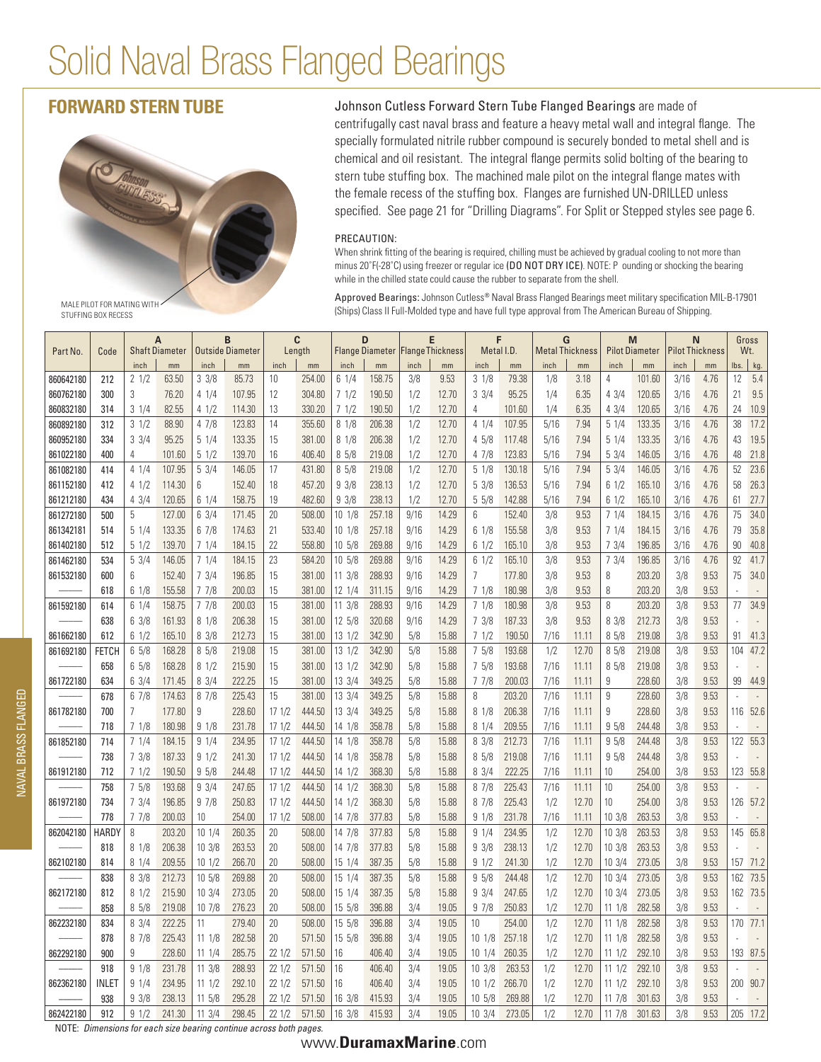# Solid Naval Brass Flanged Bearings

## FORWARD STERN TUBE

MALE PILOT FOR MATING WITH STUFFING BOX RECESS

Johnson Cutless Forward Stern Tube Flanged Bearings are made of centrifugally cast naval brass and feature a heavy metal wall and integral flange. The specially formulated nitrile rubber compound is securely bonded to metal shell and is chemical and oil resistant. The integral flange permits solid bolting of the bearing to stern tube stuffing box. The machined male pilot on the integral flange mates with the female recess of the stuffing box. Flanges are furnished UN-DRILLED unless specified. See page 21 for "Drilling Diagrams". For Split or Stepped styles see page 6.

PRECAUTION:

When shrink fitting of the bearing is required, chilling must be achieved by gradual cooling to not more than minus 20˚F(-28˚C) using freezer or regular ice **(DO NOT DRY ICE)**. NOTE: P ounding or shocking the bearing while in the chilled state could cause the rubber to separate from the shell.

Approved Bearings: Johnson Cutless® Naval Brass Flanged Bearings meet military specification MIL-B-17901 (Ships) Class II Full-Molded type and have full type approval from The American Bureau of Shipping.

| Part No. | Code | A Shaft Diameter | | B Outside Diameter | | C Length | | D Flange Diameter | | E Flange Thickness | | F Metal I.D. | | G Metal Thickness | | M Pilot Diameter | | N Pilot Thickness | | Gross Wt. | |
|---|---|---|---|---|---|---|---|---|---|---|---|---|---|---|---|---|---|---|---|---|---|
| | | inch | mm | inch | mm | inch | mm | inch | mm | inch | mm | inch | mm | inch | mm | inch | mm | inch | mm | lbs. | kg. |
| 860642180 | 212 | 2 1/2 | 63.50 | 3 3/8 | 85.73 | 10 | 254.00 | 6 1/4 | 158.75 | 3/8 | 9.53 | 3 1/8 | 79.38 | 1/8 | 3.18 | 4 | 101.60 | 3/16 | 4.76 | 12 | 5.4 |
| 860762180 | 300 | 3 | 76.20 | 4 1/4 | 107.95 | 12 | 304.80 | 7 1/2 | 190.50 | 1/2 | 12.70 | 3 3/4 | 95.25 | 1/4 | 6.35 | 4 3/4 | 120.65 | 3/16 | 4.76 | 21 | 9.5 |
| 860832180 | 314 | 3 1/4 | 82.55 | 4 1/2 | 114.30 | 13 | 330.20 | 7 1/2 | 190.50 | 1/2 | 12.70 | 4 | 101.60 | 1/4 | 6.35 | 4 3/4 | 120.65 | 3/16 | 4.76 | 24 | 10.9 |
| 860892180 | 312 | 3 1/2 | 88.90 | 4 7/8 | 123.83 | 14 | 355.60 | 8 1/8 | 206.38 | 1/2 | 12.70 | 4 1/4 | 107.95 | 5/16 | 7.94 | 5 1/4 | 133.35 | 3/16 | 4.76 | 38 | 17.2 |
| 860952180 | 334 | 3 3/4 | 95.25 | 5 1/4 | 133.35 | 15 | 381.00 | 8 1/8 | 206.38 | 1/2 | 12.70 | 4 5/8 | 117.48 | 5/16 | 7.94 | 5 1/4 | 133.35 | 3/16 | 4.76 | 43 | 19.5 |
| 861022180 | 400 | 4 | 101.60 | 5 1/2 | 139.70 | 16 | 406.40 | 8 5/8 | 219.08 | 1/2 | 12.70 | 4 7/8 | 123.83 | 5/16 | 7.94 | 5 3/4 | 146.05 | 3/16 | 4.76 | 48 | 21.8 |
| 861082180 | 414 | 4 1/4 | 107.95 | 5 3/4 | 146.05 | 17 | 431.80 | 8 5/8 | 219.08 | 1/2 | 12.70 | 5 1/8 | 130.18 | 5/16 | 7.94 | 5 3/4 | 146.05 | 3/16 | 4.76 | 52 | 23.6 |
| 861152180 | 412 | 4 1/2 | 114.30 | 6 | 152.40 | 18 | 457.20 | 9 3/8 | 238.13 | 1/2 | 12.70 | 5 3/8 | 136.53 | 5/16 | 7.94 | 6 1/2 | 165.10 | 3/16 | 4.76 | 58 | 26.3 |
| 861212180 | 434 | 4 3/4 | 120.65 | 6 1/4 | 158.75 | 19 | 482.60 | 9 3/8 | 238.13 | 1/2 | 12.70 | 5 5/8 | 142.88 | 5/16 | 7.94 | 6 1/2 | 165.10 | 3/16 | 4.76 | 61 | 27.7 |
| 861272180 | 500 | 5 | 127.00 | 6 3/4 | 171.45 | 20 | 508.00 | 10 1/8 | 257.18 | 9/16 | 14.29 | 6 | 152.40 | 3/8 | 9.53 | 7 1/4 | 184.15 | 3/16 | 4.76 | 75 | 34.0 |
| 861342181 | 514 | 5 1/4 | 133.35 | 6 7/8 | 174.63 | 21 | 533.40 | 10 1/8 | 257.18 | 9/16 | 14.29 | 6 1/8 | 155.58 | 3/8 | 9.53 | 7 1/4 | 184.15 | 3/16 | 4.76 | 79 | 35.8 |
| 861402180 | 512 | 5 1/2 | 139.70 | 7 1/4 | 184.15 | 22 | 558.80 | 10 5/8 | 269.88 | 9/16 | 14.29 | 6 1/2 | 165.10 | 3/8 | 9.53 | 7 3/4 | 196.85 | 3/16 | 4.76 | 90 | 40.8 |
| 861462180 | 534 | 5 3/4 | 146.05 | 7 1/4 | 184.15 | 23 | 584.20 | 10 5/8 | 269.88 | 9/16 | 14.29 | 6 1/2 | 165.10 | 3/8 | 9.53 | 7 3/4 | 196.85 | 3/16 | 4.76 | 92 | 41.7 |
| 861532180 | 600 | 6 | 152.40 | 7 3/4 | 196.85 | 15 | 381.00 | 11 3/8 | 288.93 | 9/16 | 14.29 | 7 | 177.80 | 3/8 | 9.53 | 8 | 203.20 | 3/8 | 9.53 | 75 | 34.0 |
| ——— | 618 | 6 1/8 | 155.58 | 7 7/8 | 200.03 | 15 | 381.00 | 12 1/4 | 311.15 | 9/16 | 14.29 | 7 1/8 | 180.98 | 3/8 | 9.53 | 8 | 203.20 | 3/8 | 9.53 | - | - |
| 861592180 | 614 | 6 1/4 | 158.75 | 7 7/8 | 200.03 | 15 | 381.00 | 11 3/8 | 288.93 | 9/16 | 14.29 | 7 1/8 | 180.98 | 3/8 | 9.53 | 8 | 203.20 | 3/8 | 9.53 | 77 | 34.9 |
| ——— | 638 | 6 3/8 | 161.93 | 8 1/8 | 206.38 | 15 | 381.00 | 12 5/8 | 320.68 | 9/16 | 14.29 | 7 3/8 | 187.33 | 3/8 | 9.53 | 8 3/8 | 212.73 | 3/8 | 9.53 | - | - |
| 861662180 | 612 | 6 1/2 | 165.10 | 8 3/8 | 212.73 | 15 | 381.00 | 13 1/2 | 342.90 | 5/8 | 15.88 | 7 1/2 | 190.50 | 7/16 | 11.11 | 8 5/8 | 219.08 | 3/8 | 9.53 | 91 | 41.3 |
| 861692180 | FETCH | 6 5/8 | 168.28 | 8 5/8 | 219.08 | 15 | 381.00 | 13 1/2 | 342.90 | 5/8 | 15.88 | 7 5/8 | 193.68 | 1/2 | 12.70 | 8 5/8 | 219.08 | 3/8 | 9.53 | 104 | 47.2 |
| ——— | 658 | 6 5/8 | 168.28 | 8 1/2 | 215.90 | 15 | 381.00 | 13 1/2 | 342.90 | 5/8 | 15.88 | 7 5/8 | 193.68 | 7/16 | 11.11 | 8 5/8 | 219.08 | 3/8 | 9.53 | - | - |
| 861722180 | 634 | 6 3/4 | 171.45 | 8 3/4 | 222.25 | 15 | 381.00 | 13 3/4 | 349.25 | 5/8 | 15.88 | 7 7/8 | 200.03 | 7/16 | 11.11 | 9 | 228.60 | 3/8 | 9.53 | 99 | 44.9 |
| ——— | 678 | 6 7/8 | 174.63 | 8 7/8 | 225.43 | 15 | 381.00 | 13 3/4 | 349.25 | 5/8 | 15.88 | 8 | 203.20 | 7/16 | 11.11 | 9 | 228.60 | 3/8 | 9.53 | - | - |
| 861782180 | 700 | 7 | 177.80 | 9 | 228.60 | 17 1/2 | 444.50 | 13 3/4 | 349.25 | 5/8 | 15.88 | 8 1/8 | 206.38 | 7/16 | 11.11 | 9 | 228.60 | 3/8 | 9.53 | 116 | 52.6 |
| ——— | 718 | 7 1/8 | 180.98 | 9 1/8 | 231.78 | 17 1/2 | 444.50 | 14 1/8 | 358.78 | 5/8 | 15.88 | 8 1/4 | 209.55 | 7/16 | 11.11 | 9 5/8 | 244.48 | 3/8 | 9.53 | - | - |
| 861852180 | 714 | 7 1/4 | 184.15 | 9 1/4 | 234.95 | 17 1/2 | 444.50 | 14 1/8 | 358.78 | 5/8 | 15.88 | 8 3/8 | 212.73 | 7/16 | 11.11 | 9 5/8 | 244.48 | 3/8 | 9.53 | 122 | 55.3 |
| ——— | 738 | 7 3/8 | 187.33 | 9 1/2 | 241.30 | 17 1/2 | 444.50 | 14 1/8 | 358.78 | 5/8 | 15.88 | 8 5/8 | 219.08 | 7/16 | 11.11 | 9 5/8 | 244.48 | 3/8 | 9.53 | - | - |
| 861912180 | 712 | 7 1/2 | 190.50 | 9 5/8 | 244.48 | 17 1/2 | 444.50 | 14 1/2 | 368.30 | 5/8 | 15.88 | 8 3/4 | 222.25 | 7/16 | 11.11 | 10 | 254.00 | 3/8 | 9.53 | 123 | 55.8 |
| ——— | 758 | 7 5/8 | 193.68 | 9 3/4 | 247.65 | 17 1/2 | 444.50 | 14 1/2 | 368.30 | 5/8 | 15.88 | 8 7/8 | 225.43 | 7/16 | 11.11 | 10 | 254.00 | 3/8 | 9.53 | - | - |
| 861972180 | 734 | 7 3/4 | 196.85 | 9 7/8 | 250.83 | 17 1/2 | 444.50 | 14 1/2 | 368.30 | 5/8 | 15.88 | 8 7/8 | 225.43 | 1/2 | 12.70 | 10 | 254.00 | 3/8 | 9.53 | 126 | 57.2 |
| ——— | 778 | 7 7/8 | 200.03 | 10 | 254.00 | 17 1/2 | 444.50 | 14 7/8 | 377.83 | 5/8 | 15.88 | 9 1/8 | 231.78 | 7/16 | 11.11 | 10 3/8 | 263.53 | 3/8 | 9.53 | - | - |
| 862042180 | HARDY | 8 | 203.20 | 10 1/4 | 260.35 | 20 | 508.00 | 14 7/8 | 377.83 | 5/8 | 15.88 | 9 1/4 | 234.95 | 1/2 | 12.70 | 10 3/8 | 263.53 | 3/8 | 9.53 | 145 | 65.8 |
| ——— | 818 | 8 1/8 | 206.38 | 10 3/8 | 263.53 | 20 | 508.00 | 14 7/8 | 377.83 | 5/8 | 15.88 | 9 3/8 | 238.13 | 1/2 | 12.70 | 10 3/8 | 263.53 | 3/8 | 9.53 | - | - |
| 862102180 | 814 | 8 1/4 | 209.55 | 10 1/2 | 266.70 | 20 | 508.00 | 15 1/4 | 387.35 | 5/8 | 15.88 | 9 1/2 | 241.30 | 1/2 | 12.70 | 10 3/4 | 273.05 | 3/8 | 9.53 | 157 | 71.2 |
| ——— | 838 | 8 3/8 | 212.73 | 10 5/8 | 269.88 | 20 | 508.00 | 15 1/4 | 387.35 | 5/8 | 15.88 | 9 5/8 | 244.48 | 1/2 | 12.70 | 10 3/4 | 273.05 | 3/8 | 9.53 | 162 | 73.5 |
| 862172180 | 812 | 8 1/2 | 215.90 | 10 3/4 | 273.05 | 20 | 508.00 | 15 1/4 | 387.35 | 5/8 | 15.88 | 9 3/4 | 247.65 | 1/2 | 12.70 | 10 3/4 | 273.05 | 3/8 | 9.53 | 162 | 73.5 |
| ——— | 858 | 8 5/8 | 219.08 | 10 7/8 | 276.23 | 20 | 508.00 | 15 5/8 | 396.88 | 3/4 | 19.05 | 9 7/8 | 250.83 | 1/2 | 12.70 | 11 1/8 | 282.58 | 3/8 | 9.53 | - | - |
| 862232180 | 834 | 8 3/4 | 222.25 | 11 | 279.40 | 20 | 508.00 | 15 5/8 | 396.88 | 3/4 | 19.05 | 10 | 254.00 | 1/2 | 12.70 | 11 1/8 | 282.58 | 3/8 | 9.53 | 170 | 77.1 |
| ——— | 878 | 8 7/8 | 225.43 | 11 1/8 | 282.58 | 20 | 571.50 | 15 5/8 | 396.88 | 3/4 | 19.05 | 10 1/8 | 257.18 | 1/2 | 12.70 | 11 1/8 | 282.58 | 3/8 | 9.53 | - | - |
| 862292180 | 900 | 9 | 228.60 | 11 1/4 | 285.75 | 22 1/2 | 571.50 | 16 | 406.40 | 3/4 | 19.05 | 10 1/4 | 260.35 | 1/2 | 12.70 | 11 1/2 | 292.10 | 3/8 | 9.53 | 193 | 87.5 |
| ——— | 918 | 9 1/8 | 231.78 | 11 3/8 | 288.93 | 22 1/2 | 571.50 | 16 | 406.40 | 3/4 | 19.05 | 10 3/8 | 263.53 | 1/2 | 12.70 | 11 1/2 | 292.10 | 3/8 | 9.53 | - | - |
| 862362180 | INLET | 9 1/4 | 234.95 | 11 1/2 | 292.10 | 22 1/2 | 571.50 | 16 | 406.40 | 3/4 | 19.05 | 10 1/2 | 266.70 | 1/2 | 12.70 | 11 1/2 | 292.10 | 3/8 | 9.53 | 200 | 90.7 |
| ——— | 938 | 9 3/8 | 238.13 | 11 5/8 | 295.28 | 22 1/2 | 571.50 | 16 3/8 | 415.93 | 3/4 | 19.05 | 10 5/8 | 269.88 | 1/2 | 12.70 | 11 7/8 | 301.63 | 3/8 | 9.53 | - | - |
| 862422180 | 912 | 9 1/2 | 241.30 | 11 3/4 | 298.45 | 22 1/2 | 571.50 | 16 3/8 | 415.93 | 3/4 | 19.05 | 10 3/4 | 273.05 | 1/2 | 12.70 | 11 7/8 | 301.63 | 3/8 | 9.53 | 205 | 17.2 |

NOTE: *Dimensions for each size bearing continue across both pages.*

www.**DuramaxMarine**.com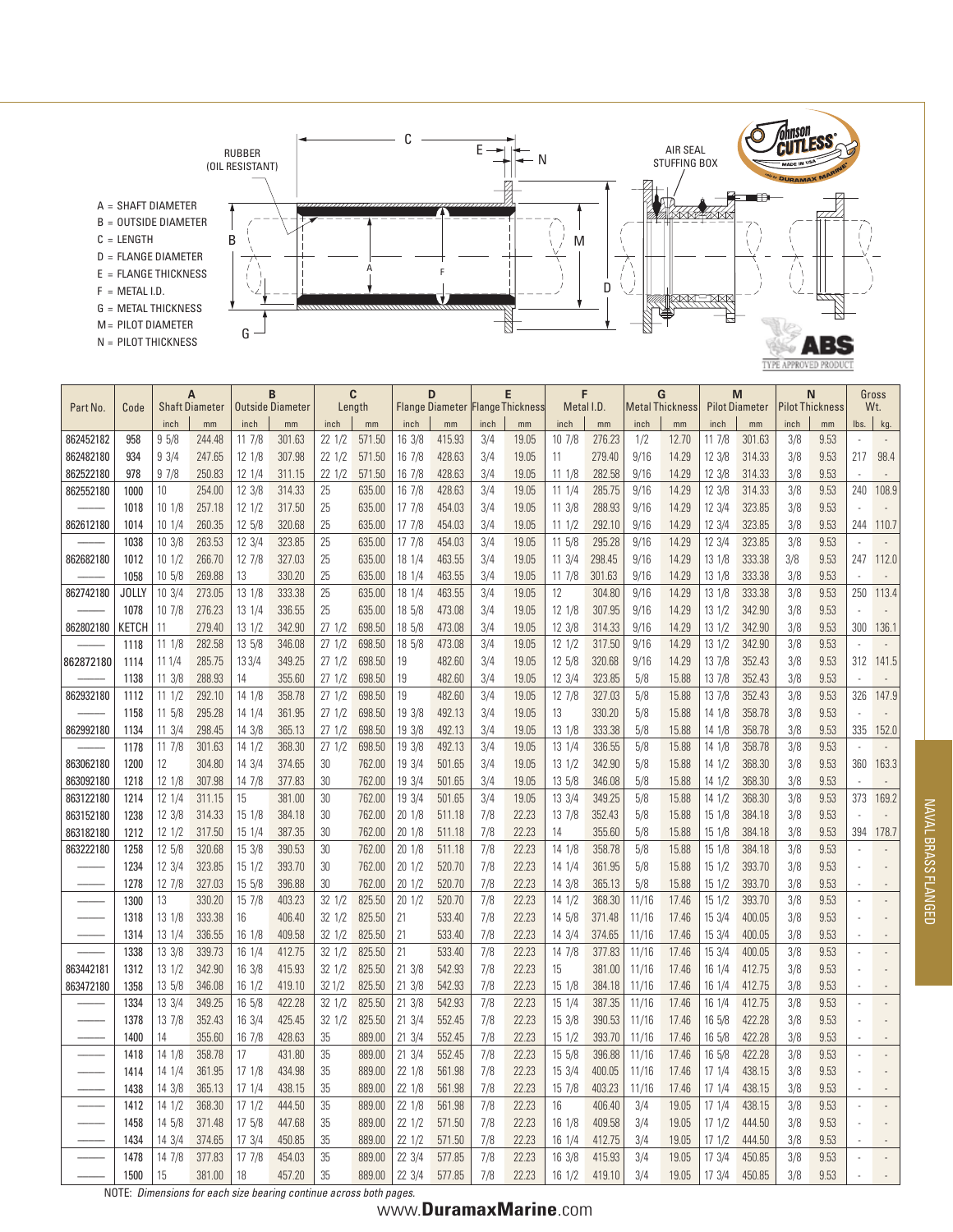A = SHAFT DIAMETER
B = OUTSIDE DIAMETER
C = LENGTH
D = FLANGE DIAMETER
E = FLANGE THICKNESS
F = METAL I.D.
G = METAL THICKNESS
M = PILOT DIAMETER
N = PILOT THICKNESS

RUBBER (OIL RESISTANT)

AIR SEAL STUFFING BOX

| Part No. | Code | A Shaft Diameter | | B Outside Diameter | | C Length | | D Flange Diameter | | E Flange Thickness | | F Metal I.D. | | G Metal Thickness | | M Pilot Diameter | | N Pilot Thickness | | Gross Wt. | |
|---|---|---|---|---|---|---|---|---|---|---|---|---|---|---|---|---|---|---|---|---|---|
| | | inch | mm | inch | mm | inch | mm | inch | mm | inch | mm | inch | mm | inch | mm | inch | mm | inch | mm | lbs. | kg. |
| 862452182 | 958 | 9 5/8 | 244.48 | 11 7/8 | 301.63 | 22 1/2 | 571.50 | 16 3/8 | 415.93 | 3/4 | 19.05 | 10 7/8 | 276.23 | 1/2 | 12.70 | 11 7/8 | 301.63 | 3/8 | 9.53 | - | - |
| 862482180 | 934 | 9 3/4 | 247.65 | 12 1/8 | 307.98 | 22 1/2 | 571.50 | 16 7/8 | 428.63 | 3/4 | 19.05 | 11 | 279.40 | 9/16 | 14.29 | 12 3/8 | 314.33 | 3/8 | 9.53 | 217 | 98.4 |
| 862522180 | 978 | 9 7/8 | 250.83 | 12 1/4 | 311.15 | 22 1/2 | 571.50 | 16 7/8 | 428.63 | 3/4 | 19.05 | 11 1/8 | 282.58 | 9/16 | 14.29 | 12 3/8 | 314.33 | 3/8 | 9.53 | - | - |
| 862552180 | 1000 | 10 | 254.00 | 12 3/8 | 314.33 | 25 | 635.00 | 16 7/8 | 428.63 | 3/4 | 19.05 | 11 1/4 | 285.75 | 9/16 | 14.29 | 12 3/8 | 314.33 | 3/8 | 9.53 | 240 | 108.9 |
| ——— | 1018 | 10 1/8 | 257.18 | 12 1/2 | 317.50 | 25 | 635.00 | 17 7/8 | 454.03 | 3/4 | 19.05 | 11 3/8 | 288.93 | 9/16 | 14.29 | 12 3/4 | 323.85 | 3/8 | 9.53 | - | - |
| 862612180 | 1014 | 10 1/4 | 260.35 | 12 5/8 | 320.68 | 25 | 635.00 | 17 7/8 | 454.03 | 3/4 | 19.05 | 11 1/2 | 292.10 | 9/16 | 14.29 | 12 3/4 | 323.85 | 3/8 | 9.53 | 244 | 110.7 |
| ——— | 1038 | 10 3/8 | 263.53 | 12 3/4 | 323.85 | 25 | 635.00 | 17 7/8 | 454.03 | 3/4 | 19.05 | 11 5/8 | 295.28 | 9/16 | 14.29 | 12 3/4 | 323.85 | 3/8 | 9.53 | - | - |
| 862682180 | 1012 | 10 1/2 | 266.70 | 12 7/8 | 327.03 | 25 | 635.00 | 18 1/4 | 463.55 | 3/4 | 19.05 | 11 3/4 | 298.45 | 9/16 | 14.29 | 13 1/8 | 333.38 | 3/8 | 9.53 | 247 | 112.0 |
| ——— | 1058 | 10 5/8 | 269.88 | 13 | 330.20 | 25 | 635.00 | 18 1/4 | 463.55 | 3/4 | 19.05 | 11 7/8 | 301.63 | 9/16 | 14.29 | 13 1/8 | 333.38 | 3/8 | 9.53 | - | - |
| 862742180 | JOLLY | 10 3/4 | 273.05 | 13 1/8 | 333.38 | 25 | 635.00 | 18 1/4 | 463.55 | 3/4 | 19.05 | 12 | 304.80 | 9/16 | 14.29 | 13 1/8 | 333.38 | 3/8 | 9.53 | 250 | 113.4 |
| ——— | 1078 | 10 7/8 | 276.23 | 13 1/4 | 336.55 | 25 | 635.00 | 18 5/8 | 473.08 | 3/4 | 19.05 | 12 1/8 | 307.95 | 9/16 | 14.29 | 13 1/2 | 342.90 | 3/8 | 9.53 | - | - |
| 862802180 | KETCH | 11 | 279.40 | 13 1/2 | 342.90 | 27 1/2 | 698.50 | 18 5/8 | 473.08 | 3/4 | 19.05 | 12 3/8 | 314.33 | 9/16 | 14.29 | 13 1/2 | 342.90 | 3/8 | 9.53 | 300 | 136.1 |
| ——— | 1118 | 11 1/8 | 282.58 | 13 5/8 | 346.08 | 27 1/2 | 698.50 | 18 5/8 | 473.08 | 3/4 | 19.05 | 12 1/2 | 317.50 | 9/16 | 14.29 | 13 1/2 | 342.90 | 3/8 | 9.53 | - | - |
| 862872180 | 1114 | 11 1/4 | 285.75 | 13 3/4 | 349.25 | 27 1/2 | 698.50 | 19 | 482.60 | 3/4 | 19.05 | 12 5/8 | 320.68 | 9/16 | 14.29 | 13 7/8 | 352.43 | 3/8 | 9.53 | 312 | 141.5 |
| ——— | 1138 | 11 3/8 | 288.93 | 14 | 355.60 | 27 1/2 | 698.50 | 19 | 482.60 | 3/4 | 19.05 | 12 3/4 | 323.85 | 5/8 | 15.88 | 13 7/8 | 352.43 | 3/8 | 9.53 | - | - |
| 862932180 | 1112 | 11 1/2 | 292.10 | 14 1/8 | 358.78 | 27 1/2 | 698.50 | 19 | 482.60 | 3/4 | 19.05 | 12 7/8 | 327.03 | 5/8 | 15.88 | 13 7/8 | 352.43 | 3/8 | 9.53 | 326 | 147.9 |
| ——— | 1158 | 11 5/8 | 295.28 | 14 1/4 | 361.95 | 27 1/2 | 698.50 | 19 3/8 | 492.13 | 3/4 | 19.05 | 13 | 330.20 | 5/8 | 15.88 | 14 1/8 | 358.78 | 3/8 | 9.53 | - | - |
| 862992180 | 1134 | 11 3/4 | 298.45 | 14 3/8 | 365.13 | 27 1/2 | 698.50 | 19 3/8 | 492.13 | 3/4 | 19.05 | 13 1/8 | 333.38 | 5/8 | 15.88 | 14 1/8 | 358.78 | 3/8 | 9.53 | 335 | 152.0 |
| ——— | 1178 | 11 7/8 | 301.63 | 14 1/2 | 368.30 | 27 1/2 | 698.50 | 19 3/8 | 492.13 | 3/4 | 19.05 | 13 1/4 | 336.55 | 5/8 | 15.88 | 14 1/8 | 358.78 | 3/8 | 9.53 | - | - |
| 863062180 | 1200 | 12 | 304.80 | 14 3/4 | 374.65 | 30 | 762.00 | 19 3/4 | 501.65 | 3/4 | 19.05 | 13 1/2 | 342.90 | 5/8 | 15.88 | 14 1/2 | 368.30 | 3/8 | 9.53 | 360 | 163.3 |
| 863092180 | 1218 | 12 1/8 | 307.98 | 14 7/8 | 377.83 | 30 | 762.00 | 19 3/4 | 501.65 | 3/4 | 19.05 | 13 5/8 | 346.08 | 5/8 | 15.88 | 14 1/2 | 368.30 | 3/8 | 9.53 | - | - |
| 863122180 | 1214 | 12 1/4 | 311.15 | 15 | 381.00 | 30 | 762.00 | 19 3/4 | 501.65 | 3/4 | 19.05 | 13 3/4 | 349.25 | 5/8 | 15.88 | 14 1/2 | 368.30 | 3/8 | 9.53 | 373 | 169.2 |
| 863152180 | 1238 | 12 3/8 | 314.33 | 15 1/8 | 384.18 | 30 | 762.00 | 20 1/8 | 511.18 | 7/8 | 22.23 | 13 7/8 | 352.43 | 5/8 | 15.88 | 15 1/8 | 384.18 | 3/8 | 9.53 | - | - |
| 863182180 | 1212 | 12 1/2 | 317.50 | 15 1/4 | 387.35 | 30 | 762.00 | 20 1/8 | 511.18 | 7/8 | 22.23 | 14 | 355.60 | 5/8 | 15.88 | 15 1/8 | 384.18 | 3/8 | 9.53 | 394 | 178.7 |
| 863222180 | 1258 | 12 5/8 | 320.68 | 15 3/8 | 390.53 | 30 | 762.00 | 20 1/8 | 511.18 | 7/8 | 22.23 | 14 1/8 | 358.78 | 5/8 | 15.88 | 15 1/8 | 384.18 | 3/8 | 9.53 | - | - |
| ——— | 1234 | 12 3/4 | 323.85 | 15 1/2 | 393.70 | 30 | 762.00 | 20 1/2 | 520.70 | 7/8 | 22.23 | 14 1/4 | 361.95 | 5/8 | 15.88 | 15 1/2 | 393.70 | 3/8 | 9.53 | - | - |
| ——— | 1278 | 12 7/8 | 327.03 | 15 5/8 | 396.88 | 30 | 762.00 | 20 1/2 | 520.70 | 7/8 | 22.23 | 14 3/8 | 365.13 | 5/8 | 15.88 | 15 1/2 | 393.70 | 3/8 | 9.53 | - | - |
| ——— | 1300 | 13 | 330.20 | 15 7/8 | 403.23 | 32 1/2 | 825.50 | 20 1/2 | 520.70 | 7/8 | 22.23 | 14 1/2 | 368.30 | 11/16 | 17.46 | 15 1/2 | 393.70 | 3/8 | 9.53 | - | - |
| ——— | 1318 | 13 1/8 | 333.38 | 16 | 406.40 | 32 1/2 | 825.50 | 21 | 533.40 | 7/8 | 22.23 | 14 5/8 | 371.48 | 11/16 | 17.46 | 15 3/4 | 400.05 | 3/8 | 9.53 | - | - |
| ——— | 1314 | 13 1/4 | 336.55 | 16 1/8 | 409.58 | 32 1/2 | 825.50 | 21 | 533.40 | 7/8 | 22.23 | 14 3/4 | 374.65 | 11/16 | 17.46 | 15 3/4 | 400.05 | 3/8 | 9.53 | - | - |
| ——— | 1338 | 13 3/8 | 339.73 | 16 1/4 | 412.75 | 32 1/2 | 825.50 | 21 | 533.40 | 7/8 | 22.23 | 14 7/8 | 377.83 | 11/16 | 17.46 | 15 3/4 | 400.05 | 3/8 | 9.53 | - | - |
| 863442181 | 1312 | 13 1/2 | 342.90 | 16 3/8 | 415.93 | 32 1/2 | 825.50 | 21 3/8 | 542.93 | 7/8 | 22.23 | 15 | 381.00 | 11/16 | 17.46 | 16 1/4 | 412.75 | 3/8 | 9.53 | - | - |
| 863472180 | 1358 | 13 5/8 | 346.08 | 16 1/2 | 419.10 | 32 1/2 | 825.50 | 21 3/8 | 542.93 | 7/8 | 22.23 | 15 1/8 | 384.18 | 11/16 | 17.46 | 16 1/4 | 412.75 | 3/8 | 9.53 | - | - |
| ——— | 1334 | 13 3/4 | 349.25 | 16 5/8 | 422.28 | 32 1/2 | 825.50 | 21 3/8 | 542.93 | 7/8 | 22.23 | 15 1/4 | 387.35 | 11/16 | 17.46 | 16 1/4 | 412.75 | 3/8 | 9.53 | - | - |
| ——— | 1378 | 13 7/8 | 352.43 | 16 3/4 | 425.45 | 32 1/2 | 825.50 | 21 3/4 | 552.45 | 7/8 | 22.23 | 15 3/8 | 390.53 | 11/16 | 17.46 | 16 5/8 | 422.28 | 3/8 | 9.53 | - | - |
| ——— | 1400 | 14 | 355.60 | 16 7/8 | 428.63 | 35 | 889.00 | 21 3/4 | 552.45 | 7/8 | 22.23 | 15 1/2 | 393.70 | 11/16 | 17.46 | 16 5/8 | 422.28 | 3/8 | 9.53 | - | - |
| ——— | 1418 | 14 1/8 | 358.78 | 17 | 431.80 | 35 | 889.00 | 21 3/4 | 552.45 | 7/8 | 22.23 | 15 5/8 | 396.88 | 11/16 | 17.46 | 16 5/8 | 422.28 | 3/8 | 9.53 | - | - |
| ——— | 1414 | 14 1/4 | 361.95 | 17 1/8 | 434.98 | 35 | 889.00 | 22 1/8 | 561.98 | 7/8 | 22.23 | 15 3/4 | 400.05 | 11/16 | 17.46 | 17 1/4 | 438.15 | 3/8 | 9.53 | - | - |
| ——— | 1438 | 14 3/8 | 365.13 | 17 1/4 | 438.15 | 35 | 889.00 | 22 1/8 | 561.98 | 7/8 | 22.23 | 15 7/8 | 403.23 | 11/16 | 17.46 | 17 1/4 | 438.15 | 3/8 | 9.53 | - | - |
| ——— | 1412 | 14 1/2 | 368.30 | 17 1/2 | 444.50 | 35 | 889.00 | 22 1/8 | 561.98 | 7/8 | 22.23 | 16 | 406.40 | 3/4 | 19.05 | 17 1/4 | 438.15 | 3/8 | 9.53 | - | - |
| ——— | 1458 | 14 5/8 | 371.48 | 17 5/8 | 447.68 | 35 | 889.00 | 22 1/2 | 571.50 | 7/8 | 22.23 | 16 1/8 | 409.58 | 3/4 | 19.05 | 17 1/2 | 444.50 | 3/8 | 9.53 | - | - |
| ——— | 1434 | 14 3/4 | 374.65 | 17 3/4 | 450.85 | 35 | 889.00 | 22 1/2 | 571.50 | 7/8 | 22.23 | 16 1/4 | 412.75 | 3/4 | 19.05 | 17 1/2 | 444.50 | 3/8 | 9.53 | - | - |
| ——— | 1478 | 14 7/8 | 377.83 | 17 7/8 | 454.03 | 35 | 889.00 | 22 3/4 | 577.85 | 7/8 | 22.23 | 16 3/8 | 415.93 | 3/4 | 19.05 | 17 3/4 | 450.85 | 3/8 | 9.53 | - | - |
| ——— | 1500 | 15 | 381.00 | 18 | 457.20 | 35 | 889.00 | 22 3/4 | 577.85 | 7/8 | 22.23 | 16 1/2 | 419.10 | 3/4 | 19.05 | 17 3/4 | 450.85 | 3/8 | 9.53 | - | - |

NOTE: *Dimensions for each size bearing continue across both pages.*

NAVAL BRASS FLANGED

www.**DuramaxMarine**.com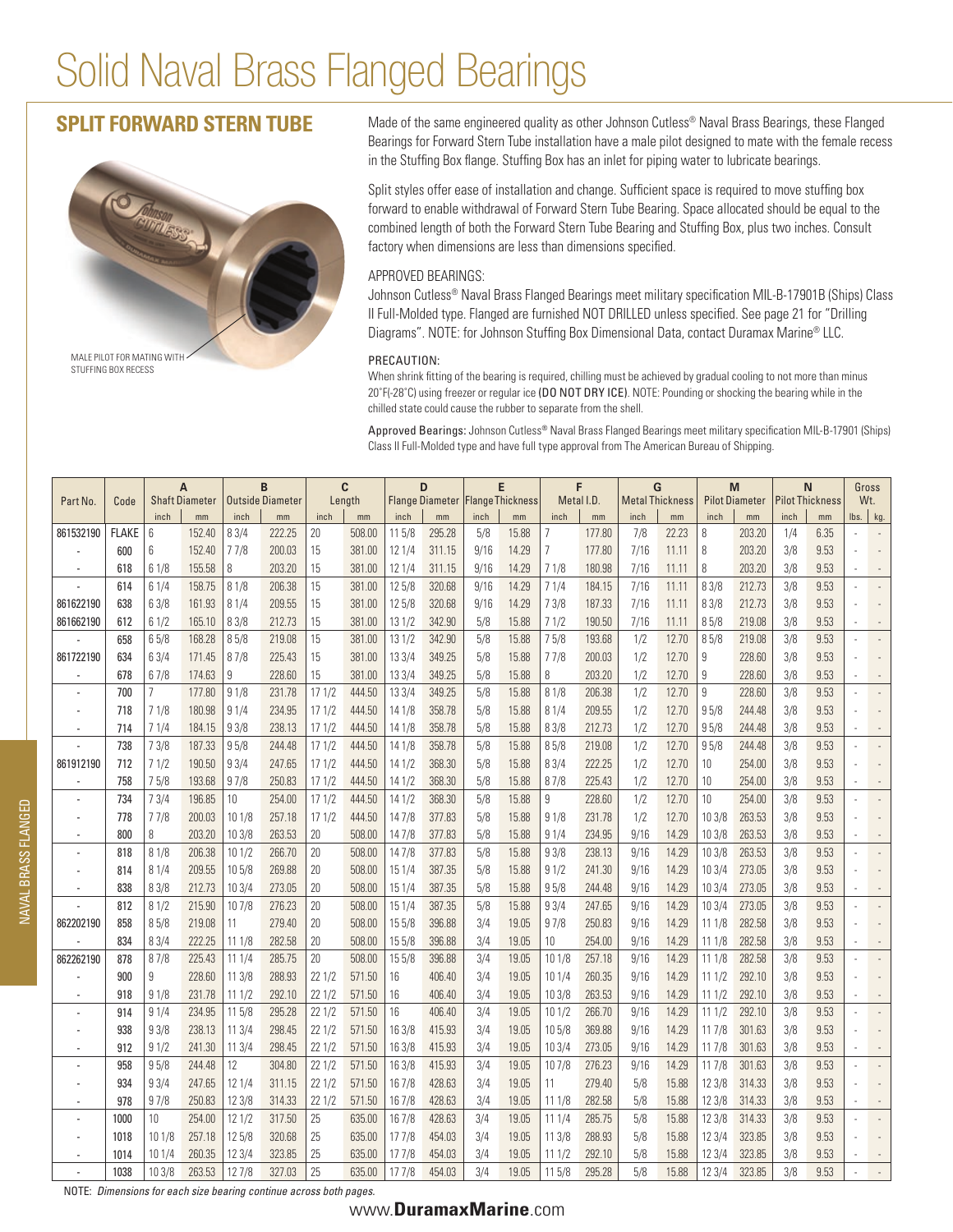# Solid Naval Brass Flanged Bearings

## SPLIT FORWARD STERN TUBE

MALE PILOT FOR MATING WITH STUFFING BOX RECESS

Made of the same engineered quality as other Johnson Cutless® Naval Brass Bearings, these Flanged Bearings for Forward Stern Tube installation have a male pilot designed to mate with the female recess in the Stuffing Box flange. Stuffing Box has an inlet for piping water to lubricate bearings.

Split styles offer ease of installation and change. Sufficient space is required to move stuffing box forward to enable withdrawal of Forward Stern Tube Bearing. Space allocated should be equal to the combined length of both the Forward Stern Tube Bearing and Stuffing Box, plus two inches. Consult factory when dimensions are less than dimensions specified.

APPROVED BEARINGS:

Johnson Cutless® Naval Brass Flanged Bearings meet military specification MIL-B-17901B (Ships) Class II Full-Molded type. Flanged are furnished NOT DRILLED unless specified. See page 21 for "Drilling Diagrams". NOTE: for Johnson Stuffing Box Dimensional Data, contact Duramax Marine® LLC.

PRECAUTION:

When shrink fitting of the bearing is required, chilling must be achieved by gradual cooling to not more than minus 20°F(-28°C) using freezer or regular ice (**DO NOT DRY ICE**). NOTE: Pounding or shocking the bearing while in the chilled state could cause the rubber to separate from the shell.

Approved Bearings: Johnson Cutless® Naval Brass Flanged Bearings meet military specification MIL-B-17901 (Ships) Class II Full-Molded type and have full type approval from The American Bureau of Shipping.

| Part No. | Code | A Shaft Diameter | | B Outside Diameter | | C Length | | D Flange Diameter | | E Flange Thickness | | F Metal I.D. | | G Metal Thickness | | M Pilot Diameter | | N Pilot Thickness | | Gross Wt. | |
|---|---|---|---|---|---|---|---|---|---|---|---|---|---|---|---|---|---|---|---|---|---|
| | | inch | mm | inch | mm | inch | mm | inch | mm | inch | mm | inch | mm | inch | mm | inch | mm | inch | mm | lbs. | kg. |
| 861532190 | FLAKE | 6 | 152.40 | 8 3/4 | 222.25 | 20 | 508.00 | 11 5/8 | 295.28 | 5/8 | 15.88 | 7 | 177.80 | 7/8 | 22.23 | 8 | 203.20 | 1/4 | 6.35 | - | - |
| - | 600 | 6 | 152.40 | 7 7/8 | 200.03 | 15 | 381.00 | 12 1/4 | 311.15 | 9/16 | 14.29 | 7 | 177.80 | 7/16 | 11.11 | 8 | 203.20 | 3/8 | 9.53 | - | - |
| - | 618 | 6 1/8 | 155.58 | 8 | 203.20 | 15 | 381.00 | 12 1/4 | 311.15 | 9/16 | 14.29 | 7 1/8 | 180.98 | 7/16 | 11.11 | 8 | 203.20 | 3/8 | 9.53 | - | - |
| - | 614 | 6 1/4 | 158.75 | 8 1/8 | 206.38 | 15 | 381.00 | 12 5/8 | 320.68 | 9/16 | 14.29 | 7 1/4 | 184.15 | 7/16 | 11.11 | 8 3/8 | 212.73 | 3/8 | 9.53 | - | - |
| 861622190 | 638 | 6 3/8 | 161.93 | 8 1/4 | 209.55 | 15 | 381.00 | 12 5/8 | 320.68 | 9/16 | 14.29 | 7 3/8 | 187.33 | 7/16 | 11.11 | 8 3/8 | 212.73 | 3/8 | 9.53 | - | - |
| 861662190 | 612 | 6 1/2 | 165.10 | 8 3/8 | 212.73 | 15 | 381.00 | 13 1/2 | 342.90 | 5/8 | 15.88 | 7 1/2 | 190.50 | 7/16 | 11.11 | 8 5/8 | 219.08 | 3/8 | 9.53 | - | - |
| - | 658 | 6 5/8 | 168.28 | 8 5/8 | 219.08 | 15 | 381.00 | 13 1/2 | 342.90 | 5/8 | 15.88 | 7 5/8 | 193.68 | 1/2 | 12.70 | 8 5/8 | 219.08 | 3/8 | 9.53 | - | - |
| 861722190 | 634 | 6 3/4 | 171.45 | 8 7/8 | 225.43 | 15 | 381.00 | 13 3/4 | 349.25 | 5/8 | 15.88 | 7 7/8 | 200.03 | 1/2 | 12.70 | 9 | 228.60 | 3/8 | 9.53 | - | - |
| - | 678 | 6 7/8 | 174.63 | 9 | 228.60 | 15 | 381.00 | 13 3/4 | 349.25 | 5/8 | 15.88 | 8 | 203.20 | 1/2 | 12.70 | 9 | 228.60 | 3/8 | 9.53 | - | - |
| - | 700 | 7 | 177.80 | 9 1/8 | 231.78 | 17 1/2 | 444.50 | 13 3/4 | 349.25 | 5/8 | 15.88 | 8 1/8 | 206.38 | 1/2 | 12.70 | 9 | 228.60 | 3/8 | 9.53 | - | - |
| - | 718 | 7 1/8 | 180.98 | 9 1/4 | 234.95 | 17 1/2 | 444.50 | 14 1/8 | 358.78 | 5/8 | 15.88 | 8 1/4 | 209.55 | 1/2 | 12.70 | 9 5/8 | 244.48 | 3/8 | 9.53 | - | - |
| - | 714 | 7 1/4 | 184.15 | 9 3/8 | 238.13 | 17 1/2 | 444.50 | 14 1/8 | 358.78 | 5/8 | 15.88 | 8 3/8 | 212.73 | 1/2 | 12.70 | 9 5/8 | 244.48 | 3/8 | 9.53 | - | - |
| - | 738 | 7 3/8 | 187.33 | 9 5/8 | 244.48 | 17 1/2 | 444.50 | 14 1/8 | 358.78 | 5/8 | 15.88 | 8 5/8 | 219.08 | 1/2 | 12.70 | 9 5/8 | 244.48 | 3/8 | 9.53 | - | - |
| 861912190 | 712 | 7 1/2 | 190.50 | 9 3/4 | 247.65 | 17 1/2 | 444.50 | 14 1/2 | 368.30 | 5/8 | 15.88 | 8 3/4 | 222.25 | 1/2 | 12.70 | 10 | 254.00 | 3/8 | 9.53 | - | - |
| - | 758 | 7 5/8 | 193.68 | 9 7/8 | 250.83 | 17 1/2 | 444.50 | 14 1/2 | 368.30 | 5/8 | 15.88 | 8 7/8 | 225.43 | 1/2 | 12.70 | 10 | 254.00 | 3/8 | 9.53 | - | - |
| - | 734 | 7 3/4 | 196.85 | 10 | 254.00 | 17 1/2 | 444.50 | 14 1/2 | 368.30 | 5/8 | 15.88 | 9 | 228.60 | 1/2 | 12.70 | 10 | 254.00 | 3/8 | 9.53 | - | - |
| - | 778 | 7 7/8 | 200.03 | 10 1/8 | 257.18 | 17 1/2 | 444.50 | 14 7/8 | 377.83 | 5/8 | 15.88 | 9 1/8 | 231.78 | 1/2 | 12.70 | 10 3/8 | 263.53 | 3/8 | 9.53 | - | - |
| - | 800 | 8 | 203.20 | 10 3/8 | 263.53 | 20 | 508.00 | 14 7/8 | 377.83 | 5/8 | 15.88 | 9 1/4 | 234.95 | 9/16 | 14.29 | 10 3/8 | 263.53 | 3/8 | 9.53 | - | - |
| - | 818 | 8 1/8 | 206.38 | 10 1/2 | 266.70 | 20 | 508.00 | 14 7/8 | 377.83 | 5/8 | 15.88 | 9 3/8 | 238.13 | 9/16 | 14.29 | 10 3/8 | 263.53 | 3/8 | 9.53 | - | - |
| - | 814 | 8 1/4 | 209.55 | 10 5/8 | 269.88 | 20 | 508.00 | 15 1/4 | 387.35 | 5/8 | 15.88 | 9 1/2 | 241.30 | 9/16 | 14.29 | 10 3/4 | 273.05 | 3/8 | 9.53 | - | - |
| - | 838 | 8 3/8 | 212.73 | 10 3/4 | 273.05 | 20 | 508.00 | 15 1/4 | 387.35 | 5/8 | 15.88 | 9 5/8 | 244.48 | 9/16 | 14.29 | 10 3/4 | 273.05 | 3/8 | 9.53 | - | - |
| - | 812 | 8 1/2 | 215.90 | 10 7/8 | 276.23 | 20 | 508.00 | 15 1/4 | 387.35 | 5/8 | 15.88 | 9 3/4 | 247.65 | 9/16 | 14.29 | 10 3/4 | 273.05 | 3/8 | 9.53 | - | - |
| 862202190 | 858 | 8 5/8 | 219.08 | 11 | 279.40 | 20 | 508.00 | 15 5/8 | 396.88 | 3/4 | 19.05 | 9 7/8 | 250.83 | 9/16 | 14.29 | 11 1/8 | 282.58 | 3/8 | 9.53 | - | - |
| - | 834 | 8 3/4 | 222.25 | 11 1/8 | 282.58 | 20 | 508.00 | 15 5/8 | 396.88 | 3/4 | 19.05 | 10 | 254.00 | 9/16 | 14.29 | 11 1/8 | 282.58 | 3/8 | 9.53 | - | - |
| 862262190 | 878 | 8 7/8 | 225.43 | 11 1/4 | 285.75 | 20 | 508.00 | 15 5/8 | 396.88 | 3/4 | 19.05 | 10 1/8 | 257.18 | 9/16 | 14.29 | 11 1/8 | 282.58 | 3/8 | 9.53 | - | - |
| - | 900 | 9 | 228.60 | 11 3/8 | 288.93 | 22 1/2 | 571.50 | 16 | 406.40 | 3/4 | 19.05 | 10 1/4 | 260.35 | 9/16 | 14.29 | 11 1/2 | 292.10 | 3/8 | 9.53 | - | - |
| - | 918 | 9 1/8 | 231.78 | 11 1/2 | 292.10 | 22 1/2 | 571.50 | 16 | 406.40 | 3/4 | 19.05 | 10 3/8 | 263.53 | 9/16 | 14.29 | 11 1/2 | 292.10 | 3/8 | 9.53 | - | - |
| - | 914 | 9 1/4 | 234.95 | 11 5/8 | 295.28 | 22 1/2 | 571.50 | 16 | 406.40 | 3/4 | 19.05 | 10 1/2 | 266.70 | 9/16 | 14.29 | 11 1/2 | 292.10 | 3/8 | 9.53 | - | - |
| - | 938 | 9 3/8 | 238.13 | 11 3/4 | 298.45 | 22 1/2 | 571.50 | 16 3/8 | 415.93 | 3/4 | 19.05 | 10 5/8 | 369.88 | 9/16 | 14.29 | 11 7/8 | 301.63 | 3/8 | 9.53 | - | - |
| - | 912 | 9 1/2 | 241.30 | 11 3/4 | 298.45 | 22 1/2 | 571.50 | 16 3/8 | 415.93 | 3/4 | 19.05 | 10 3/4 | 273.05 | 9/16 | 14.29 | 11 7/8 | 301.63 | 3/8 | 9.53 | - | - |
| - | 958 | 9 5/8 | 244.48 | 12 | 304.80 | 22 1/2 | 571.50 | 16 3/8 | 415.93 | 3/4 | 19.05 | 10 7/8 | 276.23 | 9/16 | 14.29 | 11 7/8 | 301.63 | 3/8 | 9.53 | - | - |
| - | 934 | 9 3/4 | 247.65 | 12 1/4 | 311.15 | 22 1/2 | 571.50 | 16 7/8 | 428.63 | 3/4 | 19.05 | 11 | 279.40 | 5/8 | 15.88 | 12 3/8 | 314.33 | 3/8 | 9.53 | - | - |
| - | 978 | 9 7/8 | 250.83 | 12 3/8 | 314.33 | 22 1/2 | 571.50 | 16 7/8 | 428.63 | 3/4 | 19.05 | 11 1/8 | 282.58 | 5/8 | 15.88 | 12 3/8 | 314.33 | 3/8 | 9.53 | - | - |
| - | 1000 | 10 | 254.00 | 12 1/2 | 317.50 | 25 | 635.00 | 16 7/8 | 428.63 | 3/4 | 19.05 | 11 1/4 | 285.75 | 5/8 | 15.88 | 12 3/8 | 314.33 | 3/8 | 9.53 | - | - |
| - | 1018 | 10 1/8 | 257.18 | 12 5/8 | 320.68 | 25 | 635.00 | 17 7/8 | 454.03 | 3/4 | 19.05 | 11 3/8 | 288.93 | 5/8 | 15.88 | 12 3/4 | 323.85 | 3/8 | 9.53 | - | - |
| - | 1014 | 10 1/4 | 260.35 | 12 3/4 | 323.85 | 25 | 635.00 | 17 7/8 | 454.03 | 3/4 | 19.05 | 11 1/2 | 292.10 | 5/8 | 15.88 | 12 3/4 | 323.85 | 3/8 | 9.53 | - | - |
| - | 1038 | 10 3/8 | 263.53 | 12 7/8 | 327.03 | 25 | 635.00 | 17 7/8 | 454.03 | 3/4 | 19.05 | 11 5/8 | 295.28 | 5/8 | 15.88 | 12 3/4 | 323.85 | 3/8 | 9.53 | - | - |

NOTE: *Dimensions for each size bearing continue across both pages.*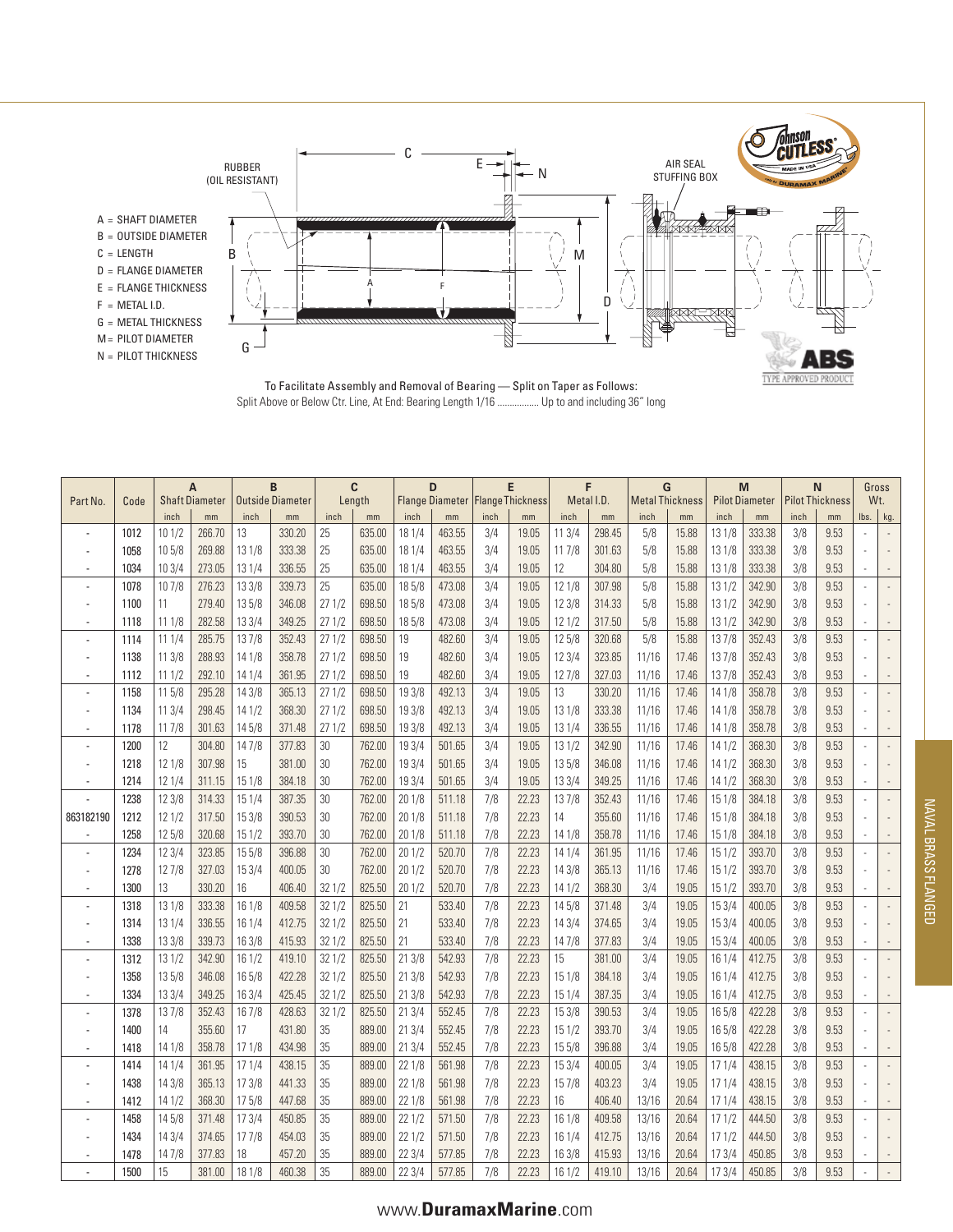A = SHAFT DIAMETER
B = OUTSIDE DIAMETER
C = LENGTH
D = FLANGE DIAMETER
E = FLANGE THICKNESS
F = METAL I.D.
G = METAL THICKNESS
M = PILOT DIAMETER
N = PILOT THICKNESS

RUBBER (OIL RESISTANT)

AIR SEAL STUFFING BOX

To Facilitate Assembly and Removal of Bearing — Split on Taper as Follows:
Split Above or Below Ctr. Line, At End: Bearing Length 1/16 ................. Up to and including 36" long

| Part No. | Code | A Shaft Diameter | | B Outside Diameter | | C Length | | D Flange Diameter | | E Flange Thickness | | F Metal I.D. | | G Metal Thickness | | M Pilot Diameter | | N Pilot Thickness | | Gross Wt. | |
|---|---|---|---|---|---|---|---|---|---|---|---|---|---|---|---|---|---|---|---|---|---|
| | | inch | mm | inch | mm | inch | mm | inch | mm | inch | mm | inch | mm | inch | mm | inch | mm | inch | mm | lbs. | kg. |
| - | 1012 | 10 1/2 | 266.70 | 13 | 330.20 | 25 | 635.00 | 18 1/4 | 463.55 | 3/4 | 19.05 | 11 3/4 | 298.45 | 5/8 | 15.88 | 13 1/8 | 333.38 | 3/8 | 9.53 | - | - |
| - | 1058 | 10 5/8 | 269.88 | 13 1/8 | 333.38 | 25 | 635.00 | 18 1/4 | 463.55 | 3/4 | 19.05 | 11 7/8 | 301.63 | 5/8 | 15.88 | 13 1/8 | 333.38 | 3/8 | 9.53 | - | - |
| - | 1034 | 10 3/4 | 273.05 | 13 1/4 | 336.55 | 25 | 635.00 | 18 1/4 | 463.55 | 3/4 | 19.05 | 12 | 304.80 | 5/8 | 15.88 | 13 1/8 | 333.38 | 3/8 | 9.53 | - | - |
| - | 1078 | 10 7/8 | 276.23 | 13 3/8 | 339.73 | 25 | 635.00 | 18 5/8 | 473.08 | 3/4 | 19.05 | 12 1/8 | 307.98 | 5/8 | 15.88 | 13 1/2 | 342.90 | 3/8 | 9.53 | - | - |
| - | 1100 | 11 | 279.40 | 13 5/8 | 346.08 | 27 1/2 | 698.50 | 18 5/8 | 473.08 | 3/4 | 19.05 | 12 3/8 | 314.33 | 5/8 | 15.88 | 13 1/2 | 342.90 | 3/8 | 9.53 | - | - |
| - | 1118 | 11 1/8 | 282.58 | 13 3/4 | 349.25 | 27 1/2 | 698.50 | 18 5/8 | 473.08 | 3/4 | 19.05 | 12 1/2 | 317.50 | 5/8 | 15.88 | 13 1/2 | 342.90 | 3/8 | 9.53 | - | - |
| - | 1114 | 11 1/4 | 285.75 | 13 7/8 | 352.43 | 27 1/2 | 698.50 | 19 | 482.60 | 3/4 | 19.05 | 12 5/8 | 320.68 | 5/8 | 15.88 | 13 7/8 | 352.43 | 3/8 | 9.53 | - | - |
| - | 1138 | 11 3/8 | 288.93 | 14 1/8 | 358.78 | 27 1/2 | 698.50 | 19 | 482.60 | 3/4 | 19.05 | 12 3/4 | 323.85 | 11/16 | 17.46 | 13 7/8 | 352.43 | 3/8 | 9.53 | - | - |
| - | 1112 | 11 1/2 | 292.10 | 14 1/4 | 361.95 | 27 1/2 | 698.50 | 19 | 482.60 | 3/4 | 19.05 | 12 7/8 | 327.03 | 11/16 | 17.46 | 13 7/8 | 352.43 | 3/8 | 9.53 | - | - |
| - | 1158 | 11 5/8 | 295.28 | 14 3/8 | 365.13 | 27 1/2 | 698.50 | 19 3/8 | 492.13 | 3/4 | 19.05 | 13 | 330.20 | 11/16 | 17.46 | 14 1/8 | 358.78 | 3/8 | 9.53 | - | - |
| - | 1134 | 11 3/4 | 298.45 | 14 1/2 | 368.30 | 27 1/2 | 698.50 | 19 3/8 | 492.13 | 3/4 | 19.05 | 13 1/8 | 333.38 | 11/16 | 17.46 | 14 1/8 | 358.78 | 3/8 | 9.53 | - | - |
| - | 1178 | 11 7/8 | 301.63 | 14 5/8 | 371.48 | 27 1/2 | 698.50 | 19 3/8 | 492.13 | 3/4 | 19.05 | 13 1/4 | 336.55 | 11/16 | 17.46 | 14 1/8 | 358.78 | 3/8 | 9.53 | - | - |
| - | 1200 | 12 | 304.80 | 14 7/8 | 377.83 | 30 | 762.00 | 19 3/4 | 501.65 | 3/4 | 19.05 | 13 1/2 | 342.90 | 11/16 | 17.46 | 14 1/2 | 368.30 | 3/8 | 9.53 | - | - |
| - | 1218 | 12 1/8 | 307.98 | 15 | 381.00 | 30 | 762.00 | 19 3/4 | 501.65 | 3/4 | 19.05 | 13 5/8 | 346.08 | 11/16 | 17.46 | 14 1/2 | 368.30 | 3/8 | 9.53 | - | - |
| - | 1214 | 12 1/4 | 311.15 | 15 1/8 | 384.18 | 30 | 762.00 | 19 3/4 | 501.65 | 3/4 | 19.05 | 13 3/4 | 349.25 | 11/16 | 17.46 | 14 1/2 | 368.30 | 3/8 | 9.53 | - | - |
| - | 1238 | 12 3/8 | 314.33 | 15 1/4 | 387.35 | 30 | 762.00 | 20 1/8 | 511.18 | 7/8 | 22.23 | 13 7/8 | 352.43 | 11/16 | 17.46 | 15 1/8 | 384.18 | 3/8 | 9.53 | - | - |
| 863182190 | 1212 | 12 1/2 | 317.50 | 15 3/8 | 390.53 | 30 | 762.00 | 20 1/8 | 511.18 | 7/8 | 22.23 | 14 | 355.60 | 11/16 | 17.46 | 15 1/8 | 384.18 | 3/8 | 9.53 | - | - |
| - | 1258 | 12 5/8 | 320.68 | 15 1/2 | 393.70 | 30 | 762.00 | 20 1/8 | 511.18 | 7/8 | 22.23 | 14 1/8 | 358.78 | 11/16 | 17.46 | 15 1/8 | 384.18 | 3/8 | 9.53 | - | - |
| - | 1234 | 12 3/4 | 323.85 | 15 5/8 | 396.88 | 30 | 762.00 | 20 1/2 | 520.70 | 7/8 | 22.23 | 14 1/4 | 361.95 | 11/16 | 17.46 | 15 1/2 | 393.70 | 3/8 | 9.53 | - | - |
| - | 1278 | 12 7/8 | 327.03 | 15 3/4 | 400.05 | 30 | 762.00 | 20 1/2 | 520.70 | 7/8 | 22.23 | 14 3/8 | 365.13 | 11/16 | 17.46 | 15 1/2 | 393.70 | 3/8 | 9.53 | - | - |
| - | 1300 | 13 | 330.20 | 16 | 406.40 | 32 1/2 | 825.50 | 20 1/2 | 520.70 | 7/8 | 22.23 | 14 1/2 | 368.30 | 3/4 | 19.05 | 15 1/2 | 393.70 | 3/8 | 9.53 | - | - |
| - | 1318 | 13 1/8 | 333.38 | 16 1/8 | 409.58 | 32 1/2 | 825.50 | 21 | 533.40 | 7/8 | 22.23 | 14 5/8 | 371.48 | 3/4 | 19.05 | 15 3/4 | 400.05 | 3/8 | 9.53 | - | - |
| - | 1314 | 13 1/4 | 336.55 | 16 1/4 | 412.75 | 32 1/2 | 825.50 | 21 | 533.40 | 7/8 | 22.23 | 14 3/4 | 374.65 | 3/4 | 19.05 | 15 3/4 | 400.05 | 3/8 | 9.53 | - | - |
| - | 1338 | 13 3/8 | 339.73 | 16 3/8 | 415.93 | 32 1/2 | 825.50 | 21 | 533.40 | 7/8 | 22.23 | 14 7/8 | 377.83 | 3/4 | 19.05 | 15 3/4 | 400.05 | 3/8 | 9.53 | - | - |
| - | 1312 | 13 1/2 | 342.90 | 16 1/2 | 419.10 | 32 1/2 | 825.50 | 21 3/8 | 542.93 | 7/8 | 22.23 | 15 | 381.00 | 3/4 | 19.05 | 16 1/4 | 412.75 | 3/8 | 9.53 | - | - |
| - | 1358 | 13 5/8 | 346.08 | 16 5/8 | 422.28 | 32 1/2 | 825.50 | 21 3/8 | 542.93 | 7/8 | 22.23 | 15 1/8 | 384.18 | 3/4 | 19.05 | 16 1/4 | 412.75 | 3/8 | 9.53 | - | - |
| - | 1334 | 13 3/4 | 349.25 | 16 3/4 | 425.45 | 32 1/2 | 825.50 | 21 3/8 | 542.93 | 7/8 | 22.23 | 15 1/4 | 387.35 | 3/4 | 19.05 | 16 1/4 | 412.75 | 3/8 | 9.53 | - | - |
| - | 1378 | 13 7/8 | 352.43 | 16 7/8 | 428.63 | 32 1/2 | 825.50 | 21 3/4 | 552.45 | 7/8 | 22.23 | 15 3/8 | 390.53 | 3/4 | 19.05 | 16 5/8 | 422.28 | 3/8 | 9.53 | - | - |
| - | 1400 | 14 | 355.60 | 17 | 431.80 | 35 | 889.00 | 21 3/4 | 552.45 | 7/8 | 22.23 | 15 1/2 | 393.70 | 3/4 | 19.05 | 16 5/8 | 422.28 | 3/8 | 9.53 | - | - |
| - | 1418 | 14 1/8 | 358.78 | 17 1/8 | 434.98 | 35 | 889.00 | 21 3/4 | 552.45 | 7/8 | 22.23 | 15 5/8 | 396.88 | 3/4 | 19.05 | 16 5/8 | 422.28 | 3/8 | 9.53 | - | - |
| - | 1414 | 14 1/4 | 361.95 | 17 1/4 | 438.15 | 35 | 889.00 | 22 1/8 | 561.98 | 7/8 | 22.23 | 15 3/4 | 400.05 | 3/4 | 19.05 | 17 1/4 | 438.15 | 3/8 | 9.53 | - | - |
| - | 1438 | 14 3/8 | 365.13 | 17 3/8 | 441.33 | 35 | 889.00 | 22 1/8 | 561.98 | 7/8 | 22.23 | 15 7/8 | 403.23 | 3/4 | 19.05 | 17 1/4 | 438.15 | 3/8 | 9.53 | - | - |
| - | 1412 | 14 1/2 | 368.30 | 17 5/8 | 447.68 | 35 | 889.00 | 22 1/8 | 561.98 | 7/8 | 22.23 | 16 | 406.40 | 13/16 | 20.64 | 17 1/4 | 438.15 | 3/8 | 9.53 | - | - |
| - | 1458 | 14 5/8 | 371.48 | 17 3/4 | 450.85 | 35 | 889.00 | 22 1/2 | 571.50 | 7/8 | 22.23 | 16 1/8 | 409.58 | 13/16 | 20.64 | 17 1/2 | 444.50 | 3/8 | 9.53 | - | - |
| - | 1434 | 14 3/4 | 374.65 | 17 7/8 | 454.03 | 35 | 889.00 | 22 1/2 | 571.50 | 7/8 | 22.23 | 16 1/4 | 412.75 | 13/16 | 20.64 | 17 1/2 | 444.50 | 3/8 | 9.53 | - | - |
| - | 1478 | 14 7/8 | 377.83 | 18 | 457.20 | 35 | 889.00 | 22 3/4 | 577.85 | 7/8 | 22.23 | 16 3/8 | 415.93 | 13/16 | 20.64 | 17 3/4 | 450.85 | 3/8 | 9.53 | - | - |
| - | 1500 | 15 | 381.00 | 18 1/8 | 460.38 | 35 | 889.00 | 22 3/4 | 577.85 | 7/8 | 22.23 | 16 1/2 | 419.10 | 13/16 | 20.64 | 17 3/4 | 450.85 | 3/8 | 9.53 | - | - |

www.DuramaxMarine.com